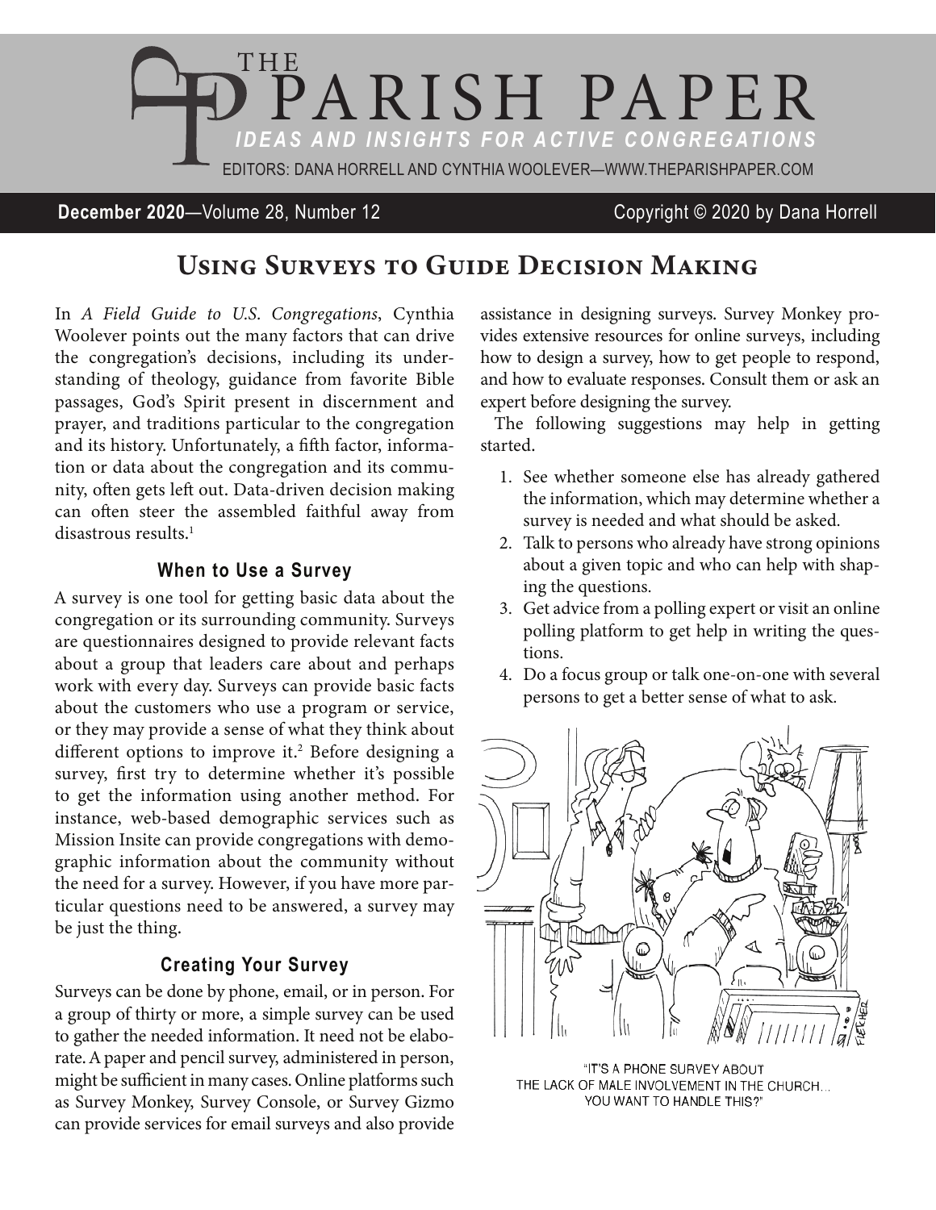# THE PARISH PAPER

*IDEAS AND INSIGHTS FOR ACTIVE CONGREGATIONS*

EDITORS: DANA HORRELL AND CYNTHIA WOOLEVER—WWW.THEPARISHPAPER.COM

**December 2020**—Volume 28, Number 12 Copyright © 2020 by Dana Horrell

## Using Surveys to Guide Decision Making

In *A Field Guide to U.S. Congregations*, Cynthia Woolever points out the many factors that can drive the congregation's decisions, including its understanding of theology, guidance from favorite Bible passages, God's Spirit present in discernment and prayer, and traditions particular to the congregation and its history. Unfortunately, a fifth factor, information or data about the congregation and its community, often gets left out. Data-driven decision making can often steer the assembled faithful away from disastrous results.[1]

### When to Use a Survey

A survey is one tool for getting basic data about the congregation or its surrounding community. Surveys are questionnaires designed to provide relevant facts about a group that leaders care about and perhaps work with every day. Surveys can provide basic facts about the customers who use a program or service, or they may provide a sense of what they think about different options to improve it.[2] Before designing a survey, first try to determine whether it's possible to get the information using another method. For instance, web-based demographic services such as Mission Insite can provide congregations with demographic information about the community without the need for a survey. However, if you have more particular questions need to be answered, a survey may be just the thing.

### Creating Your Survey

Surveys can be done by phone, email, or in person. For a group of thirty or more, a simple survey can be used to gather the needed information. It need not be elaborate. A paper and pencil survey, administered in person, might be sufficient in many cases. Online platforms such as Survey Monkey, Survey Console, or Survey Gizmo can provide services for email surveys and also provide assistance in designing surveys. Survey Monkey provides extensive resources for online surveys, including how to design a survey, how to get people to respond, and how to evaluate responses. Consult them or ask an expert before designing the survey.

The following suggestions may help in getting started.

1. See whether someone else has already gathered the information, which may determine whether a survey is needed and what should be asked.
2. Talk to persons who already have strong opinions about a given topic and who can help with shaping the questions.
3. Get advice from a polling expert or visit an online polling platform to get help in writing the questions.
4. Do a focus group or talk one-on-one with several persons to get a better sense of what to ask.

"IT'S A PHONE SURVEY ABOUT THE LACK OF MALE INVOLVEMENT IN THE CHURCH... YOU WANT TO HANDLE THIS?"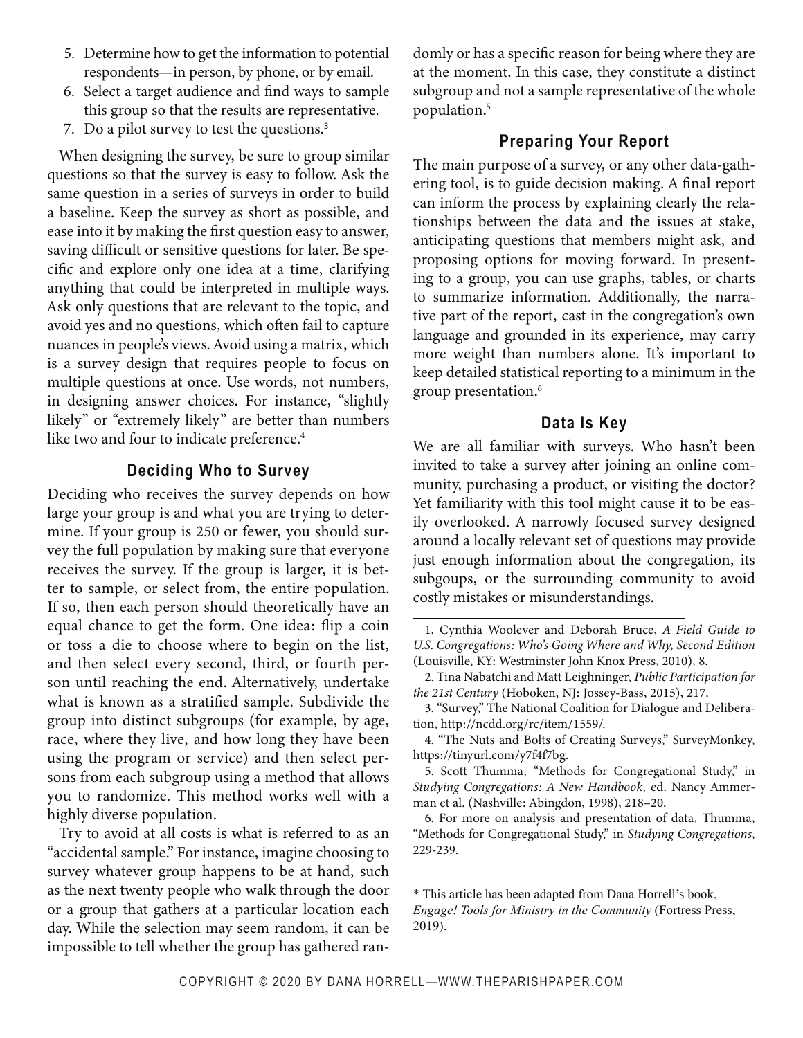5. Determine how to get the information to potential respondents—in person, by phone, or by email.
6. Select a target audience and find ways to sample this group so that the results are representative.
7. Do a pilot survey to test the questions.[3]

When designing the survey, be sure to group similar questions so that the survey is easy to follow. Ask the same question in a series of surveys in order to build a baseline. Keep the survey as short as possible, and ease into it by making the first question easy to answer, saving difficult or sensitive questions for later. Be specific and explore only one idea at a time, clarifying anything that could be interpreted in multiple ways. Ask only questions that are relevant to the topic, and avoid yes and no questions, which often fail to capture nuances in people's views. Avoid using a matrix, which is a survey design that requires people to focus on multiple questions at once. Use words, not numbers, in designing answer choices. For instance, "slightly likely" or "extremely likely" are better than numbers like two and four to indicate preference.[4]

### Deciding Who to Survey

Deciding who receives the survey depends on how large your group is and what you are trying to determine. If your group is 250 or fewer, you should survey the full population by making sure that everyone receives the survey. If the group is larger, it is better to sample, or select from, the entire population. If so, then each person should theoretically have an equal chance to get the form. One idea: flip a coin or toss a die to choose where to begin on the list, and then select every second, third, or fourth person until reaching the end. Alternatively, undertake what is known as a stratified sample. Subdivide the group into distinct subgroups (for example, by age, race, where they live, and how long they have been using the program or service) and then select persons from each subgroup using a method that allows you to randomize. This method works well with a highly diverse population.

Try to avoid at all costs is what is referred to as an "accidental sample." For instance, imagine choosing to survey whatever group happens to be at hand, such as the next twenty people who walk through the door or a group that gathers at a particular location each day. While the selection may seem random, it can be impossible to tell whether the group has gathered randomly or has a specific reason for being where they are at the moment. In this case, they constitute a distinct subgroup and not a sample representative of the whole population.[5]

### Preparing Your Report

The main purpose of a survey, or any other data-gathering tool, is to guide decision making. A final report can inform the process by explaining clearly the relationships between the data and the issues at stake, anticipating questions that members might ask, and proposing options for moving forward. In presenting to a group, you can use graphs, tables, or charts to summarize information. Additionally, the narrative part of the report, cast in the congregation's own language and grounded in its experience, may carry more weight than numbers alone. It's important to keep detailed statistical reporting to a minimum in the group presentation.[6]

### Data Is Key

We are all familiar with surveys. Who hasn't been invited to take a survey after joining an online community, purchasing a product, or visiting the doctor? Yet familiarity with this tool might cause it to be easily overlooked. A narrowly focused survey designed around a locally relevant set of questions may provide just enough information about the congregation, its subgoups, or the surrounding community to avoid costly mistakes or misunderstandings.

---

1. Cynthia Woolever and Deborah Bruce, *A Field Guide to U.S. Congregations: Who's Going Where and Why, Second Edition* (Louisville, KY: Westminster John Knox Press, 2010), 8.

2. Tina Nabatchi and Matt Leighninger, *Public Participation for the 21st Century* (Hoboken, NJ: Jossey-Bass, 2015), 217.

3. "Survey," The National Coalition for Dialogue and Deliberation, http://ncdd.org/rc/item/1559/.

4. "The Nuts and Bolts of Creating Surveys," SurveyMonkey, https://tinyurl.com/y7f4f7bg.

5. Scott Thumma, "Methods for Congregational Study," in *Studying Congregations: A New Handbook*, ed. Nancy Ammerman et al. (Nashville: Abingdon, 1998), 218–20.

6. For more on analysis and presentation of data, Thumma, "Methods for Congregational Study," in *Studying Congregations*, 229-239.

* This article has been adapted from Dana Horrell's book, *Engage! Tools for Ministry in the Community* (Fortress Press, 2019).

COPYRIGHT © 2020 BY DANA HORRELL—WWW.THEPARISHPAPER.COM